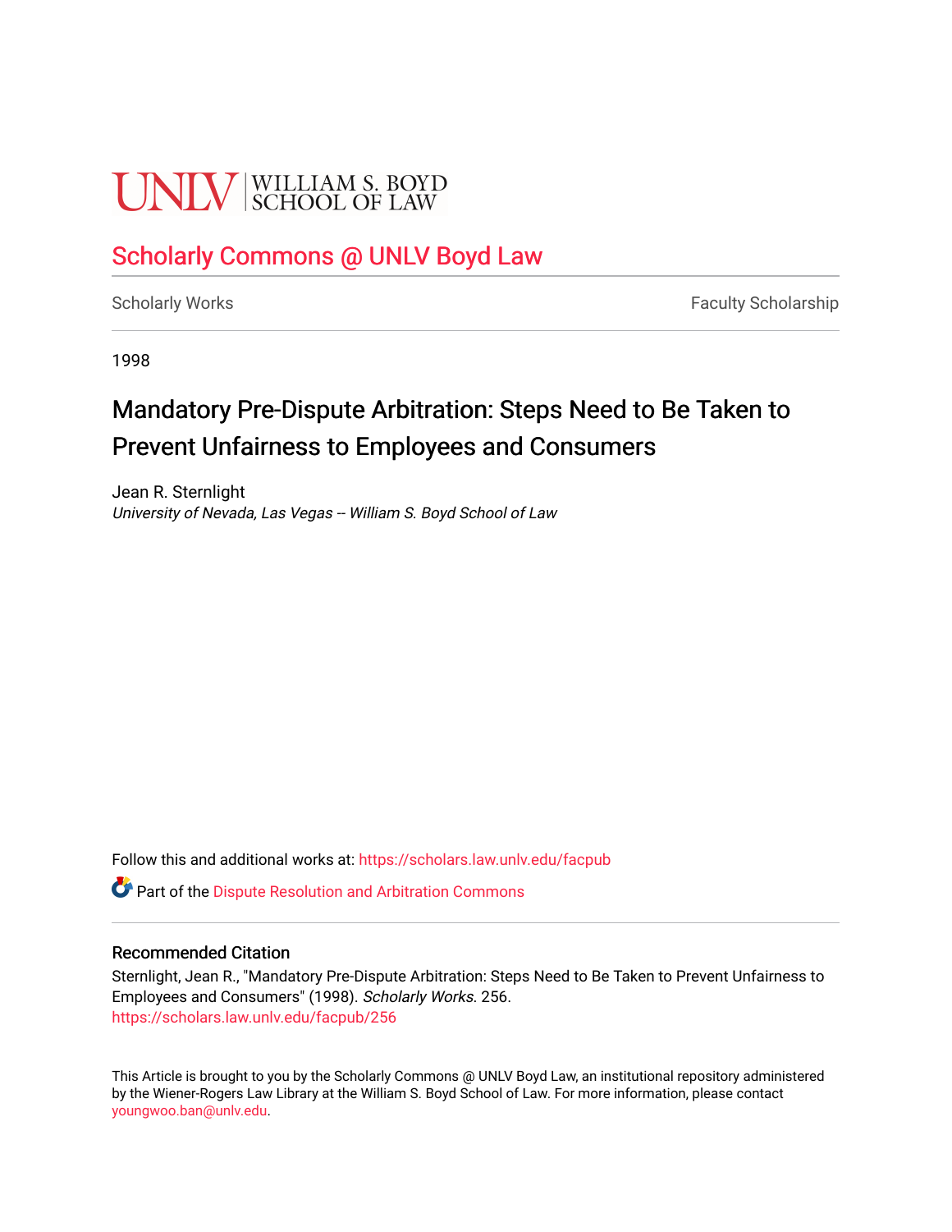UNLV | WILLIAM S. BOYD SCHOOL OF LAW

# Scholarly Commons @ UNLV Boyd Law

Scholarly Works | Faculty Scholarship

1998

## Mandatory Pre-Dispute Arbitration: Steps Need to Be Taken to Prevent Unfairness to Employees and Consumers

Jean R. Sternlight
*University of Nevada, Las Vegas -- William S. Boyd School of Law*

Follow this and additional works at: https://scholars.law.unlv.edu/facpub

Part of the Dispute Resolution and Arbitration Commons

### Recommended Citation

Sternlight, Jean R., "Mandatory Pre-Dispute Arbitration: Steps Need to Be Taken to Prevent Unfairness to Employees and Consumers" (1998). *Scholarly Works*. 256.
https://scholars.law.unlv.edu/facpub/256

This Article is brought to you by the Scholarly Commons @ UNLV Boyd Law, an institutional repository administered by the Wiener-Rogers Law Library at the William S. Boyd School of Law. For more information, please contact youngwoo.ban@unlv.edu.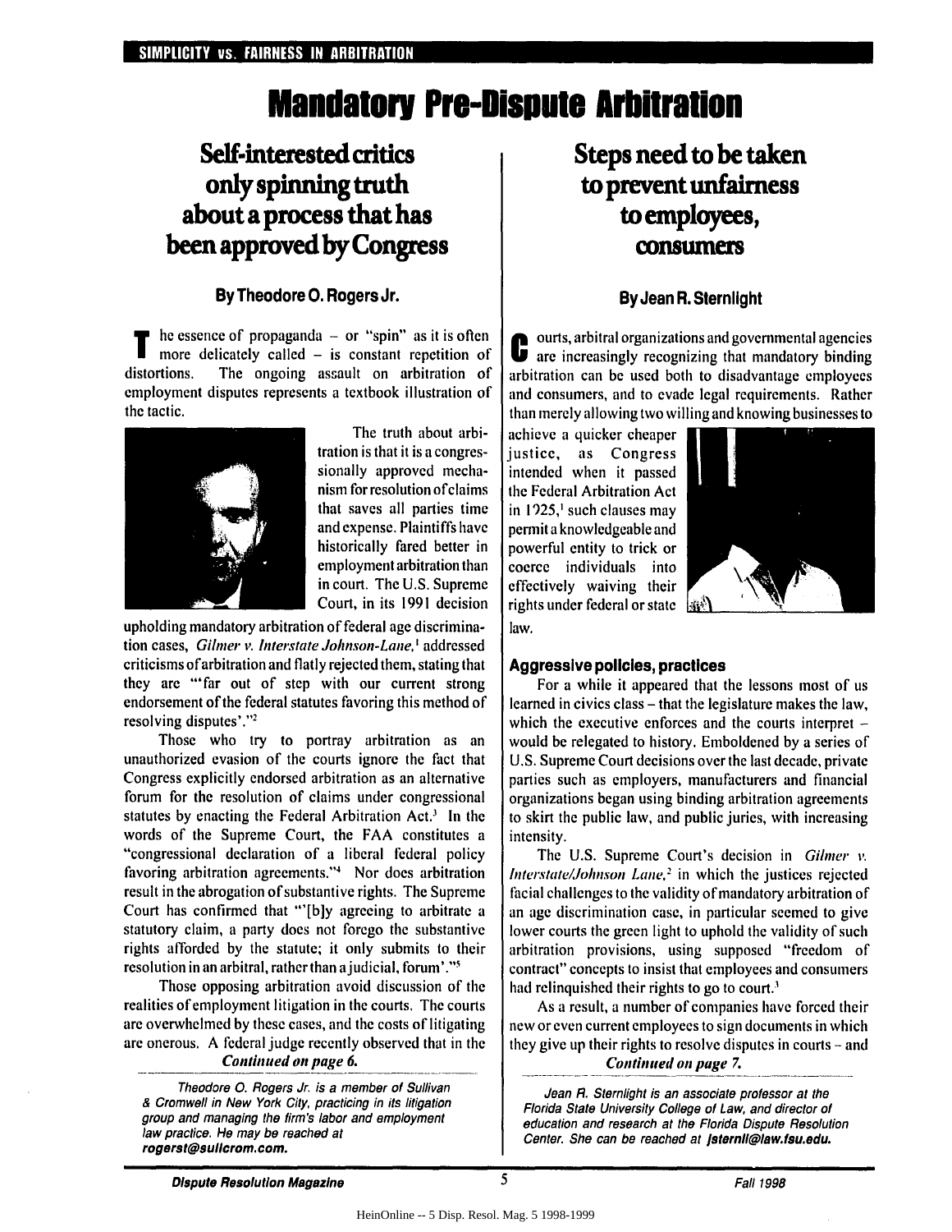SIMPLICITY vs. FAIRNESS IN ARBITRATION

# Mandatory Pre-Dispute Arbitration

## Self-interested critics only spinning truth about a process that has been approved by Congress

### By Theodore O. Rogers Jr.

The essence of propaganda – or "spin" as it is often more delicately called – is constant repetition of distortions. The ongoing assault on arbitration of employment disputes represents a textbook illustration of the tactic.

The truth about arbitration is that it is a congressionally approved mechanism for resolution of claims that saves all parties time and expense. Plaintiffs have historically fared better in employment arbitration than in court. The U.S. Supreme Court, in its 1991 decision upholding mandatory arbitration of federal age discrimination cases, *Gilmer v. Interstate Johnson-Lane*,[1] addressed criticisms of arbitration and flatly rejected them, stating that they are "'far out of step with our current strong endorsement of the federal statutes favoring this method of resolving disputes'."[2]

Those who try to portray arbitration as an unauthorized evasion of the courts ignore the fact that Congress explicitly endorsed arbitration as an alternative forum for the resolution of claims under congressional statutes by enacting the Federal Arbitration Act.[3] In the words of the Supreme Court, the FAA constitutes a "congressional declaration of a liberal federal policy favoring arbitration agreements."[4] Nor does arbitration result in the abrogation of substantive rights. The Supreme Court has confirmed that "'[b]y agreeing to arbitrate a statutory claim, a party does not forego the substantive rights afforded by the statute; it only submits to their resolution in an arbitral, rather than a judicial, forum'."[5]

Those opposing arbitration avoid discussion of the realities of employment litigation in the courts. The courts are overwhelmed by these cases, and the costs of litigating are onerous. A federal judge recently observed that in the

*Continued on page 6.*

*Theodore O. Rogers Jr. is a member of Sullivan & Cromwell in New York City, practicing in its litigation group and managing the firm's labor and employment law practice. He may be reached at **rogerst@sullcrom.com.***

## Steps need to be taken to prevent unfairness to employees, consumers

### By Jean R. Sternlight

Courts, arbitral organizations and governmental agencies are increasingly recognizing that mandatory binding arbitration can be used both to disadvantage employees and consumers, and to evade legal requirements. Rather than merely allowing two willing and knowing businesses to achieve a quicker cheaper justice, as Congress intended when it passed the Federal Arbitration Act in 1925,[1] such clauses may permit a knowledgeable and powerful entity to trick or coerce individuals into effectively waiving their rights under federal or state law.

#### Aggressive policies, practices

For a while it appeared that the lessons most of us learned in civics class – that the legislature makes the law, which the executive enforces and the courts interpret – would be relegated to history. Emboldened by a series of U.S. Supreme Court decisions over the last decade, private parties such as employers, manufacturers and financial organizations began using binding arbitration agreements to skirt the public law, and public juries, with increasing intensity.

The U.S. Supreme Court's decision in *Gilmer v. Interstate/Johnson Lane*,[2] in which the justices rejected facial challenges to the validity of mandatory arbitration of an age discrimination case, in particular seemed to give lower courts the green light to uphold the validity of such arbitration provisions, using supposed "freedom of contract" concepts to insist that employees and consumers had relinquished their rights to go to court.[3]

As a result, a number of companies have forced their new or even current employees to sign documents in which they give up their rights to resolve disputes in courts – and

*Continued on page 7.*

*Jean R. Sternlight is an associate professor at the Florida State University College of Law, and director of education and research at the Florida Dispute Resolution Center. She can be reached at **jsternli@law.fsu.edu.***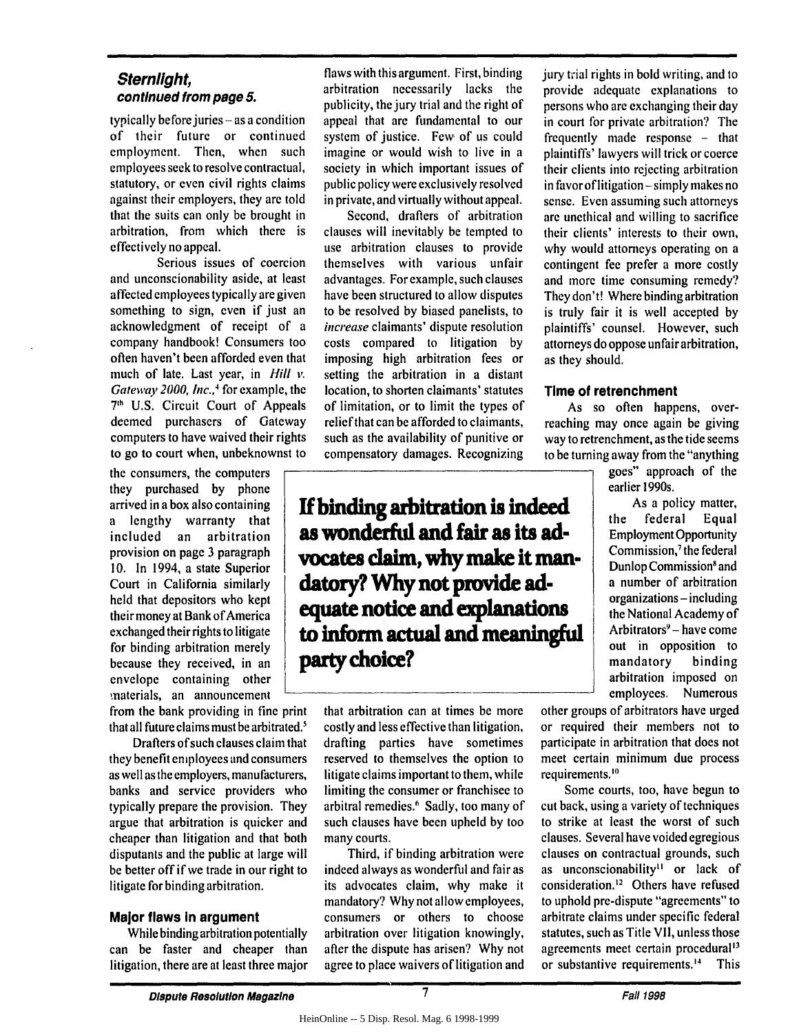### *Sternlight, continued from page 5.*

typically before juries – as a condition of their future or continued employment. Then, when such employees seek to resolve contractual, statutory, or even civil rights claims against their employers, they are told that the suits can only be brought in arbitration, from which there is effectively no appeal.

Serious issues of coercion and unconscionability aside, at least affected employees typically are given something to sign, even if just an acknowledgment of receipt of a company handbook! Consumers too often haven't been afforded even that much of late. Last year, in *Hill v. Gateway 2000, Inc.*,[4] for example, the 7th U.S. Circuit Court of Appeals deemed purchasers of Gateway computers to have waived their rights to go to court when, unbeknownst to the consumers, the computers they purchased by phone arrived in a box also containing a lengthy warranty that included an arbitration provision on page 3 paragraph 10. In 1994, a state Superior Court in California similarly held that depositors who kept their money at Bank of America exchanged their rights to litigate for binding arbitration merely because they received, in an envelope containing other materials, an announcement from the bank providing in fine print that all future claims must be arbitrated.[5]

Drafters of such clauses claim that they benefit employees and consumers as well as the employers, manufacturers, banks and service providers who typically prepare the provision. They argue that arbitration is quicker and cheaper than litigation and that both disputants and the public at large will be better off if we trade in our right to litigate for binding arbitration.

#### Major flaws in argument

While binding arbitration potentially can be faster and cheaper than litigation, there are at least three major flaws with this argument. First, binding arbitration necessarily lacks the publicity, the jury trial and the right of appeal that are fundamental to our system of justice. Few of us could imagine or would wish to live in a society in which important issues of public policy were exclusively resolved in private, and virtually without appeal.

Second, drafters of arbitration clauses will inevitably be tempted to use arbitration clauses to provide themselves with various unfair advantages. For example, such clauses have been structured to allow disputes to be resolved by biased panelists, to *increase* claimants' dispute resolution costs compared to litigation by imposing high arbitration fees or setting the arbitration in a distant location, to shorten claimants' statutes of limitation, or to limit the types of relief that can be afforded to claimants, such as the availability of punitive or compensatory damages. Recognizing that arbitration can at times be more costly and less effective than litigation, drafting parties have sometimes reserved to themselves the option to litigate claims important to them, while limiting the consumer or franchisee to arbitral remedies.[6] Sadly, too many of such clauses have been upheld by too many courts.

> **If binding arbitration is indeed as wonderful and fair as its advocates claim, why make it mandatory? Why not provide adequate notice and explanations to inform actual and meaningful party choice?**

Third, if binding arbitration were indeed always as wonderful and fair as its advocates claim, why make it mandatory? Why not allow employees, consumers or others to choose arbitration over litigation knowingly, after the dispute has arisen? Why not agree to place waivers of litigation and jury trial rights in bold writing, and to provide adequate explanations to persons who are exchanging their day in court for private arbitration? The frequently made response – that plaintiffs' lawyers will trick or coerce their clients into rejecting arbitration in favor of litigation – simply makes no sense. Even assuming such attorneys are unethical and willing to sacrifice their clients' interests to their own, why would attorneys operating on a contingent fee prefer a more costly and more time consuming remedy? They don't! Where binding arbitration is truly fair it is well accepted by plaintiffs' counsel. However, such attorneys do oppose unfair arbitration, as they should.

#### Time of retrenchment

As so often happens, overreaching may once again be giving way to retrenchment, as the tide seems to be turning away from the "anything goes" approach of the earlier 1990s.

As a policy matter, the federal Equal Employment Opportunity Commission,[7] the federal Dunlop Commission[8] and a number of arbitration organizations – including the National Academy of Arbitrators[9] – have come out in opposition to mandatory binding arbitration imposed on employees. Numerous other groups of arbitrators have urged or required their members not to participate in arbitration that does not meet certain minimum due process requirements.[10]

Some courts, too, have begun to cut back, using a variety of techniques to strike at least the worst of such clauses. Several have voided egregious clauses on contractual grounds, such as unconscionability[11] or lack of consideration.[12] Others have refused to uphold pre-dispute "agreements" to arbitrate claims under specific federal statutes, such as Title VII, unless those agreements meet certain procedural[13] or substantive requirements.[14] This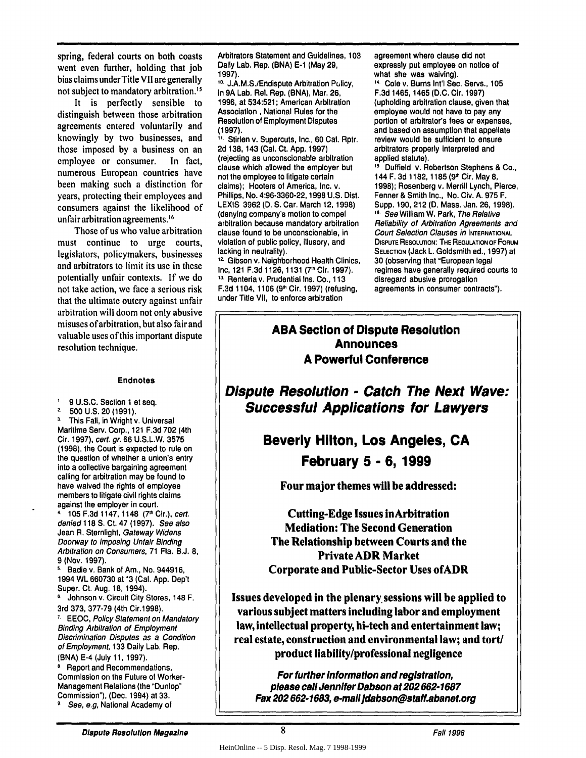spring, federal courts on both coasts went even further, holding that job bias claims under Title VII are generally not subject to mandatory arbitration.[15]

It is perfectly sensible to distinguish between those arbitration agreements entered voluntarily and knowingly by two businesses, and those imposed by a business on an employee or consumer. In fact, numerous European countries have been making such a distinction for years, protecting their employees and consumers against the likelihood of unfair arbitration agreements.[16]

Those of us who value arbitration must continue to urge courts, legislators, policymakers, businesses and arbitrators to limit its use in these potentially unfair contexts. If we do not take action, we face a serious risk that the ultimate outcry against unfair arbitration will doom not only abusive misuses of arbitration, but also fair and valuable uses of this important dispute resolution technique.

#### Endnotes

1. 9 U.S.C. Section 1 et seq.
2. 500 U.S. 20 (1991).
3. This Fall, in Wright v. Universal Maritime Serv. Corp., 121 F.3d 702 (4th Cir. 1997), *cert. gr.* 66 U.S.L.W. 3575 (1998), the Court is expected to rule on the question of whether a union's entry into a collective bargaining agreement calling for arbitration may be found to have waived the rights of employee members to litigate civil rights claims against the employer in court.
4. 105 F.3d 1147, 1148 (7th Cir.), *cert. denied* 118 S. Ct. 47 (1997). *See also* Jean R. Sternlight, *Gateway Widens Doorway to Imposing Unfair Binding Arbitration on Consumers*, 71 Fla. B.J. 8, 9 (Nov. 1997).
5. Badie v. Bank of Am., No. 944916, 1994 WL 660730 at *3 (Cal. App. Dep't Super. Ct. Aug. 18, 1994).
6. Johnson v. Circuit City Stores, 148 F. 3rd 373, 377-79 (4th Cir.1998).
7. EEOC, *Policy Statement on Mandatory Binding Arbitration of Employment Discrimination Disputes as a Condition of Employment*, 133 Daily Lab. Rep. (BNA) E-4 (July 11, 1997).
8. Report and Recommendations, Commission on the Future of Worker-Management Relations (the "Dunlop" Commission"), (Dec. 1994) at 33.
9. *See, e.g*, National Academy of Arbitrators Statement and Guidelines, 103 Daily Lab. Rep. (BNA) E-1 (May 29, 1997).
10. J.A.M.S./Endispute Arbitration Policy, in 9A Lab. Rel. Rep. (BNA), Mar. 26, 1996, at 534:521; American Arbitration Association , National Rules for the Resolution of Employment Disputes (1997).
11. Stirlen v. Supercuts, Inc., 60 Cal. Rptr. 2d 138, 143 (Cal. Ct. App. 1997) (rejecting as unconscionable arbitration clause which allowed the employer but not the employee to litigate certain claims); Hooters of America, Inc. v. Phillips, No. 4:96-3360-22, 1998 U.S. Dist. LEXIS 3962 (D. S. Car. March 12, 1998) (denying company's motion to compel arbitration because mandatory arbitration clause found to be unconscionable, in violation of public policy, illusory, and lacking in neutrality).
12. Gibson v. Neighborhood Health Clinics, Inc, 121 F.3d 1126, 1131 (7th Cir. 1997).
13. Renteria v. Prudential Ins. Co., 113 F.3d 1104, 1106 (9th Cir. 1997) (refusing, under Title VII, to enforce arbitration agreement where clause did not expressly put employee on notice of what she was waiving).
14. Cole v. Burns Int'l Sec. Servs., 105 F.3d 1465, 1465 (D.C. Cir. 1997) (upholding arbitration clause, given that employee would not have to pay any portion of arbitrator's fees or expenses, and based on assumption that appellate review would be sufficient to ensure arbitrators properly interpreted and applied statute).
15. Duffield v. Robertson Stephens & Co., 144 F. 3d 1182, 1185 (9th Cir. May 8, 1998); Rosenberg v. Merrill Lynch, Pierce, Fenner & Smith Inc., No. Civ. A. 975 F. Supp. 190, 212 (D. Mass. Jan. 26, 1998).
16. *See* William W. Park, *The Relative Reliability of Arbitration Agreements and Court Selection Clauses in* INTERNATIONAL DISPUTE RESOLUTION: THE REGULATION OF FORUM SELECTION (Jack L. Goldsmith ed., 1997) at 30 (observing that "European legal regimes have generally required courts to disregard abusive prorogation agreements in consumer contracts").

---

**ABA Section of Dispute Resolution Announces A Powerful Conference**

## *Dispute Resolution - Catch The Next Wave: Successful Applications for Lawyers*

### Beverly Hilton, Los Angeles, CA
### February 5 - 6, 1999

**Four major themes will be addressed:**

**Cutting-Edge Issues in Arbitration**
**Mediation: The Second Generation**
**The Relationship between Courts and the Private ADR Market**
**Corporate and Public-Sector Uses of ADR**

**Issues developed in the plenary sessions will be applied to various subject matters including labor and employment law, intellectual property, hi-tech and entertainment law; real estate, construction and environmental law; and tort/product liability/professional negligence**

***For further information and registration, please call Jennifer Dabson at 202 662-1687 Fax 202 662-1683, e-mail jdabson@staff.abanet.org***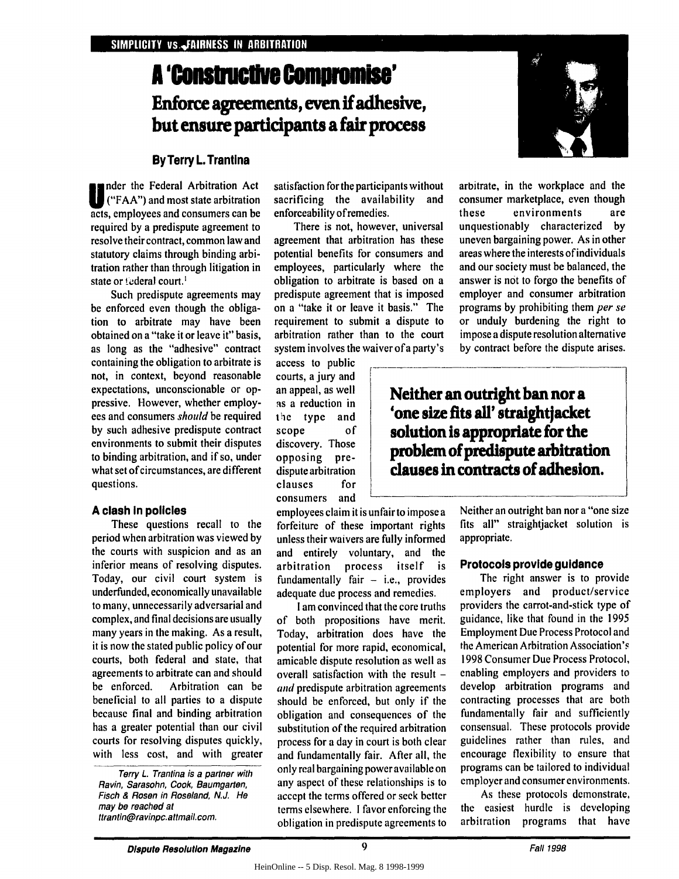SIMPLICITY vs. FAIRNESS IN ARBITRATION

# A 'Constructive Compromise'

## Enforce agreements, even if adhesive, but ensure participants a fair process

### By Terry L. Trantina

Under the Federal Arbitration Act ("FAA") and most state arbitration acts, employees and consumers can be required by a predispute agreement to resolve their contract, common law and statutory claims through binding arbitration rather than through litigation in state or federal court.[1]

Such predispute agreements may be enforced even though the obligation to arbitrate may have been obtained on a "take it or leave it" basis, as long as the "adhesive" contract containing the obligation to arbitrate is not, in context, beyond reasonable expectations, unconscionable or oppressive. However, whether employees and consumers *should* be required by such adhesive predispute contract environments to submit their disputes to binding arbitration, and if so, under what set of circumstances, are different questions.

### A clash in policies

These questions recall to the period when arbitration was viewed by the courts with suspicion and as an inferior means of resolving disputes. Today, our civil court system is underfunded, economically unavailable to many, unnecessarily adversarial and complex, and final decisions are usually many years in the making. As a result, it is now the stated public policy of our courts, both federal and state, that agreements to arbitrate can and should be enforced. Arbitration can be beneficial to all parties to a dispute because final and binding arbitration has a greater potential than our civil courts for resolving disputes quickly, with less cost, and with greater satisfaction for the participants without sacrificing the availability and enforceability of remedies.

There is not, however, universal agreement that arbitration has these potential benefits for consumers and employees, particularly where the obligation to arbitrate is based on a predispute agreement that is imposed on a "take it or leave it basis." The requirement to submit a dispute to arbitration rather than to the court system involves the waiver of a party's access to public courts, a jury and an appeal, as well as a reduction in the type and scope of discovery. Those opposing predispute arbitration clauses for consumers and employees claim it is unfair to impose a forfeiture of these important rights unless their waivers are fully informed and entirely voluntary, and the arbitration process itself is fundamentally fair – i.e., provides adequate due process and remedies.

I am convinced that the core truths of both propositions have merit. Today, arbitration does have the potential for more rapid, economical, amicable dispute resolution as well as overall satisfaction with the result – *and* predispute arbitration agreements should be enforced, but only if the obligation and consequences of the substitution of the required arbitration process for a day in court is both clear and fundamentally fair. After all, the only real bargaining power available on any aspect of these relationships is to accept the terms offered or seek better terms elsewhere. I favor enforcing the obligation in predispute agreements to arbitrate, in the workplace and the consumer marketplace, even though these environments are unquestionably characterized by uneven bargaining power. As in other areas where the interests of individuals and our society must be balanced, the answer is not to forgo the benefits of employer and consumer arbitration programs by prohibiting them *per se* or unduly burdening the right to impose a dispute resolution alternative by contract before the dispute arises.

**Neither an outright ban nor a 'one size fits all' straightjacket solution is appropriate for the problem of predispute arbitration clauses in contracts of adhesion.**

Neither an outright ban nor a "one size fits all" straightjacket solution is appropriate.

### Protocols provide guidance

The right answer is to provide employers and product/service providers the carrot-and-stick type of guidance, like that found in the 1995 Employment Due Process Protocol and the American Arbitration Association's 1998 Consumer Due Process Protocol, enabling employers and providers to develop arbitration programs and contracting processes that are both fundamentally fair and sufficiently consensual. These protocols provide guidelines rather than rules, and encourage flexibility to ensure that programs can be tailored to individual employer and consumer environments.

As these protocols demonstrate, the easiest hurdle is developing arbitration programs that have

*Terry L. Trantina is a partner with Ravin, Sarasohn, Cook, Baumgarten, Fisch & Rosen in Roseland, N.J. He may be reached at ttrantin@ravinpc.attmail.com.*